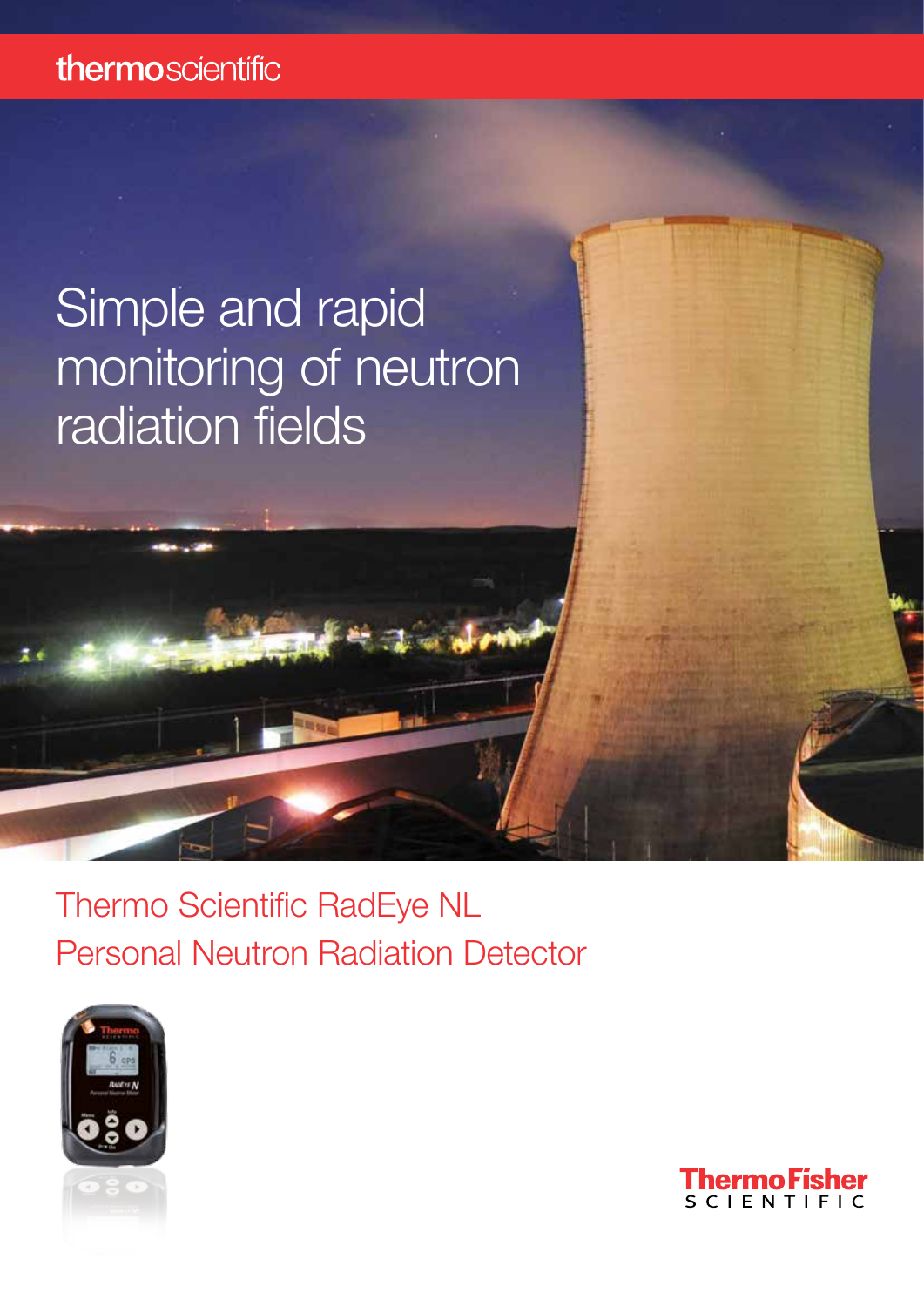thermoscientific

# Simple and rapid monitoring of neutron radiation fields

## Thermo Scientific RadEye NL Personal Neutron Radiation Detector

ThermoFisher SCIENTIFIC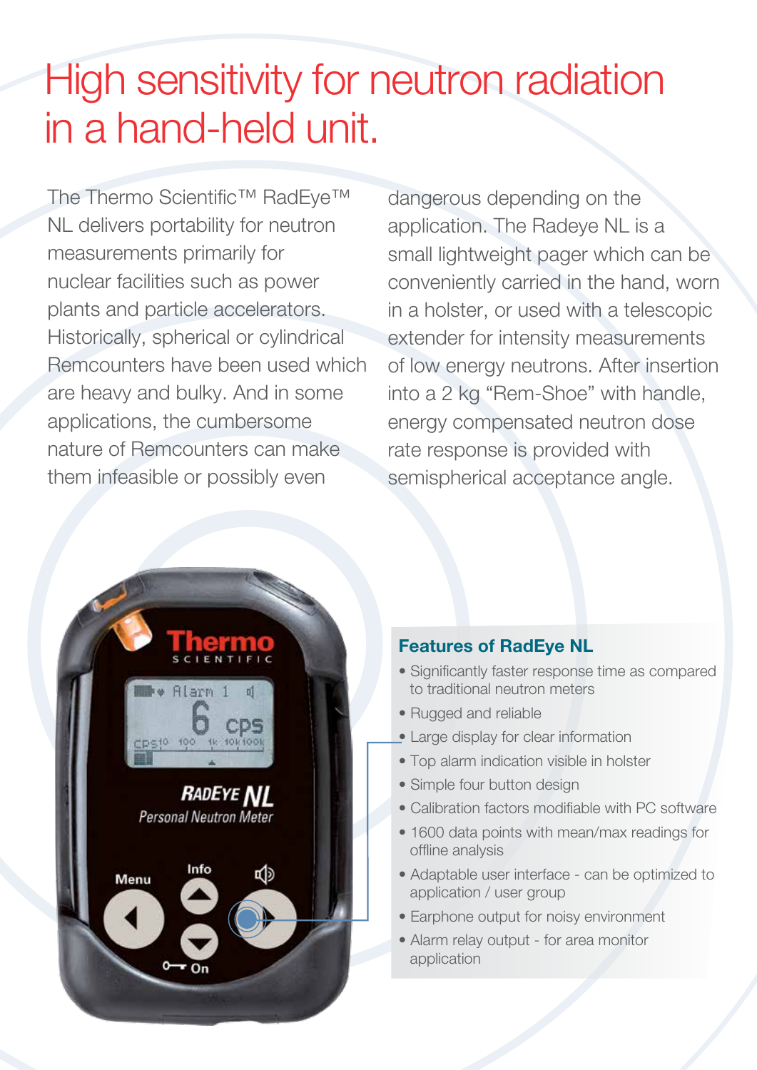# High sensitivity for neutron radiation in a hand-held unit.

The Thermo Scientific™ RadEye™ NL delivers portability for neutron measurements primarily for nuclear facilities such as power plants and particle accelerators. Historically, spherical or cylindrical Remcounters have been used which are heavy and bulky. And in some applications, the cumbersome nature of Remcounters can make them infeasible or possibly even dangerous depending on the application. The Radeye NL is a small lightweight pager which can be conveniently carried in the hand, worn in a holster, or used with a telescopic extender for intensity measurements of low energy neutrons. After insertion into a 2 kg "Rem-Shoe" with handle, energy compensated neutron dose rate response is provided with semispherical acceptance angle.

### Features of RadEye NL

- Significantly faster response time as compared to traditional neutron meters
- Rugged and reliable
- Large display for clear information
- Top alarm indication visible in holster
- Simple four button design
- Calibration factors modifiable with PC software
- 1600 data points with mean/max readings for offline analysis
- Adaptable user interface - can be optimized to application / user group
- Earphone output for noisy environment
- Alarm relay output - for area monitor application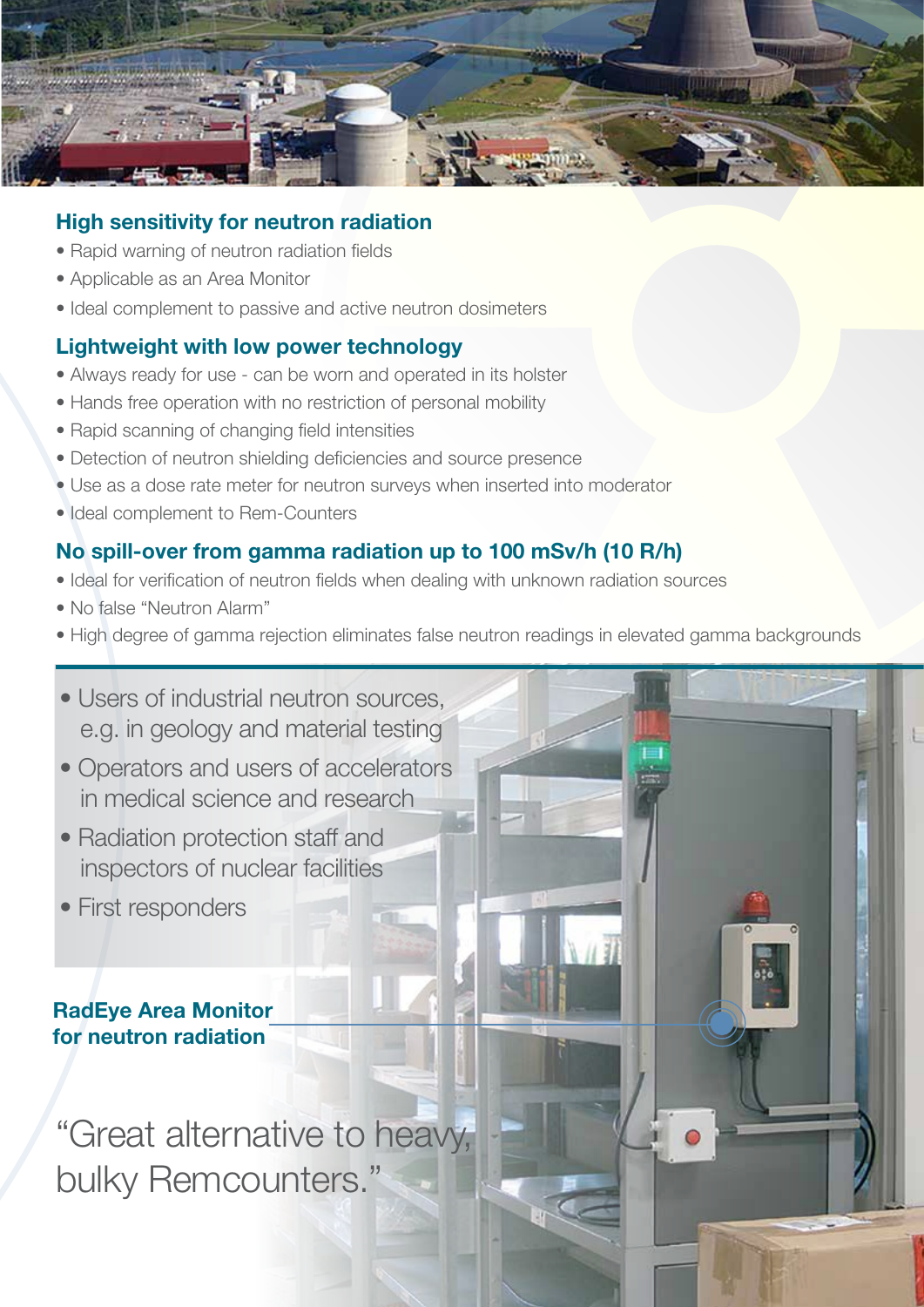## High sensitivity for neutron radiation

- Rapid warning of neutron radiation fields
- Applicable as an Area Monitor
- Ideal complement to passive and active neutron dosimeters

## Lightweight with low power technology

- Always ready for use - can be worn and operated in its holster
- Hands free operation with no restriction of personal mobility
- Rapid scanning of changing field intensities
- Detection of neutron shielding deficiencies and source presence
- Use as a dose rate meter for neutron surveys when inserted into moderator
- Ideal complement to Rem-Counters

## No spill-over from gamma radiation up to 100 mSv/h (10 R/h)

- Ideal for verification of neutron fields when dealing with unknown radiation sources
- No false "Neutron Alarm"
- High degree of gamma rejection eliminates false neutron readings in elevated gamma backgrounds

---

- Users of industrial neutron sources, e.g. in geology and material testing
- Operators and users of accelerators in medical science and research
- Radiation protection staff and inspectors of nuclear facilities
- First responders

**RadEye Area Monitor for neutron radiation**

"Great alternative to heavy, bulky Remcounters."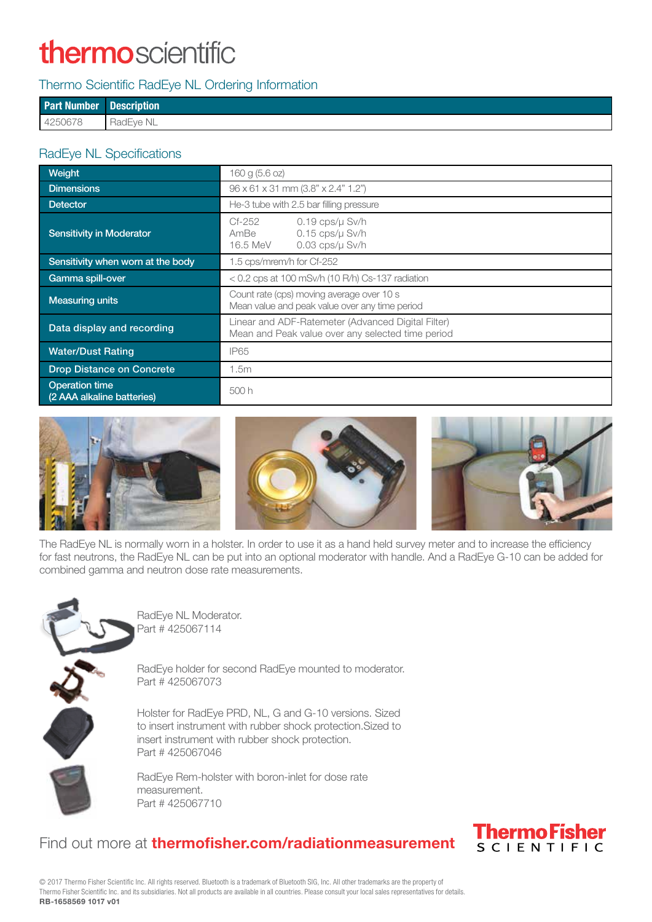# thermoscientific

## Thermo Scientific RadEye NL Ordering Information

| Part Number | Description |
|---|---|
| 4250678 | RadEye NL |

## RadEye NL Specifications

| | |
|---|---|
| Weight | 160 g (5.6 oz) |
| Dimensions | 96 x 61 x 31 mm (3.8" x 2.4" 1.2") |
| Detector | He-3 tube with 2.5 bar filling pressure |
| Sensitivity in Moderator | Cf-252 0.19 cps/μ Sv/h<br>AmBe 0.15 cps/μ Sv/h<br>16.5 MeV 0.03 cps/μ Sv/h |
| Sensitivity when worn at the body | 1.5 cps/mrem/h for Cf-252 |
| Gamma spill-over | < 0.2 cps at 100 mSv/h (10 R/h) Cs-137 radiation |
| Measuring units | Count rate (cps) moving average over 10 s<br>Mean value and peak value over any time period |
| Data display and recording | Linear and ADF-Ratemeter (Advanced Digital Filter)<br>Mean and Peak value over any selected time period |
| Water/Dust Rating | IP65 |
| Drop Distance on Concrete | 1.5m |
| Operation time (2 AAA alkaline batteries) | 500 h |

The RadEye NL is normally worn in a holster. In order to use it as a hand held survey meter and to increase the efficiency for fast neutrons, the RadEye NL can be put into an optional moderator with handle. And a RadEye G-10 can be added for combined gamma and neutron dose rate measurements.

RadEye NL Moderator.
Part # 425067114

RadEye holder for second RadEye mounted to moderator.
Part # 425067073

Holster for RadEye PRD, NL, G and G-10 versions. Sized to insert instrument with rubber shock protection.Sized to insert instrument with rubber shock protection.
Part # 425067046

RadEye Rem-holster with boron-inlet for dose rate measurement.
Part # 425067710

Find out more at **thermofisher.com/radiationmeasurement**

ThermoFisher SCIENTIFIC

© 2017 Thermo Fisher Scientific Inc. All rights reserved. Bluetooth is a trademark of Bluetooth SIG, Inc. All other trademarks are the property of Thermo Fisher Scientific Inc. and its subsidiaries. Not all products are available in all countries. Please consult your local sales representatives for details.
**RB-1658569 1017 v01**